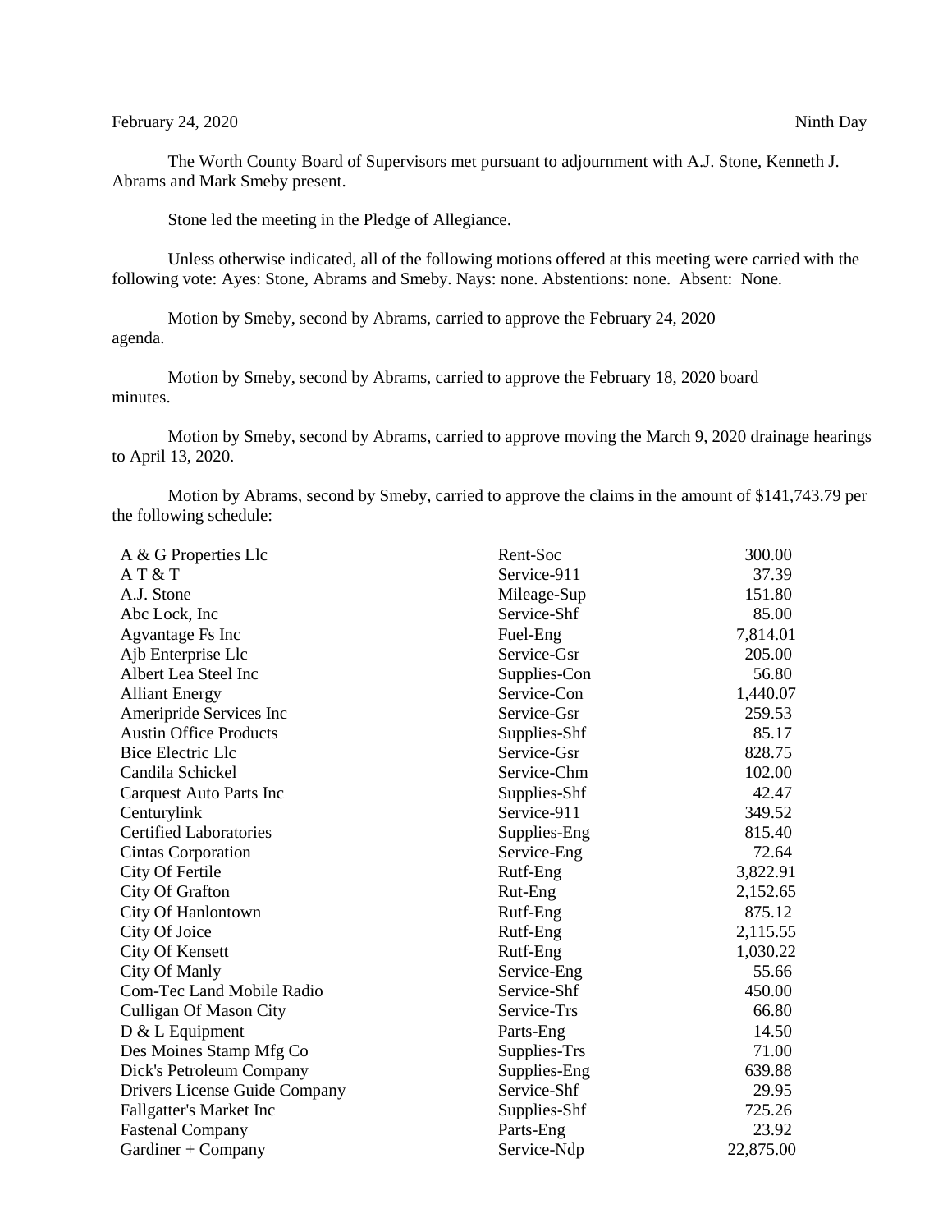February 24, 2020 Ninth Day

The Worth County Board of Supervisors met pursuant to adjournment with A.J. Stone, Kenneth J. Abrams and Mark Smeby present.

Stone led the meeting in the Pledge of Allegiance.

Unless otherwise indicated, all of the following motions offered at this meeting were carried with the following vote: Ayes: Stone, Abrams and Smeby. Nays: none. Abstentions: none. Absent: None.

Motion by Smeby, second by Abrams, carried to approve the February 24, 2020 agenda.

Motion by Smeby, second by Abrams, carried to approve the February 18, 2020 board minutes.

Motion by Smeby, second by Abrams, carried to approve moving the March 9, 2020 drainage hearings to April 13, 2020.

Motion by Abrams, second by Smeby, carried to approve the claims in the amount of $141,743.79 per the following schedule:

| | | |
|---|---|---|
| A & G Properties Llc | Rent-Soc | 300.00 |
| A T & T | Service-911 | 37.39 |
| A.J. Stone | Mileage-Sup | 151.80 |
| Abc Lock, Inc | Service-Shf | 85.00 |
| Agvantage Fs Inc | Fuel-Eng | 7,814.01 |
| Ajb Enterprise Llc | Service-Gsr | 205.00 |
| Albert Lea Steel Inc | Supplies-Con | 56.80 |
| Alliant Energy | Service-Con | 1,440.07 |
| Ameripride Services Inc | Service-Gsr | 259.53 |
| Austin Office Products | Supplies-Shf | 85.17 |
| Bice Electric Llc | Service-Gsr | 828.75 |
| Candila Schickel | Service-Chm | 102.00 |
| Carquest Auto Parts Inc | Supplies-Shf | 42.47 |
| Centurylink | Service-911 | 349.52 |
| Certified Laboratories | Supplies-Eng | 815.40 |
| Cintas Corporation | Service-Eng | 72.64 |
| City Of Fertile | Rutf-Eng | 3,822.91 |
| City Of Grafton | Rut-Eng | 2,152.65 |
| City Of Hanlontown | Rutf-Eng | 875.12 |
| City Of Joice | Rutf-Eng | 2,115.55 |
| City Of Kensett | Rutf-Eng | 1,030.22 |
| City Of Manly | Service-Eng | 55.66 |
| Com-Tec Land Mobile Radio | Service-Shf | 450.00 |
| Culligan Of Mason City | Service-Trs | 66.80 |
| D & L Equipment | Parts-Eng | 14.50 |
| Des Moines Stamp Mfg Co | Supplies-Trs | 71.00 |
| Dick's Petroleum Company | Supplies-Eng | 639.88 |
| Drivers License Guide Company | Service-Shf | 29.95 |
| Fallgatter's Market Inc | Supplies-Shf | 725.26 |
| Fastenal Company | Parts-Eng | 23.92 |
| Gardiner + Company | Service-Ndp | 22,875.00 |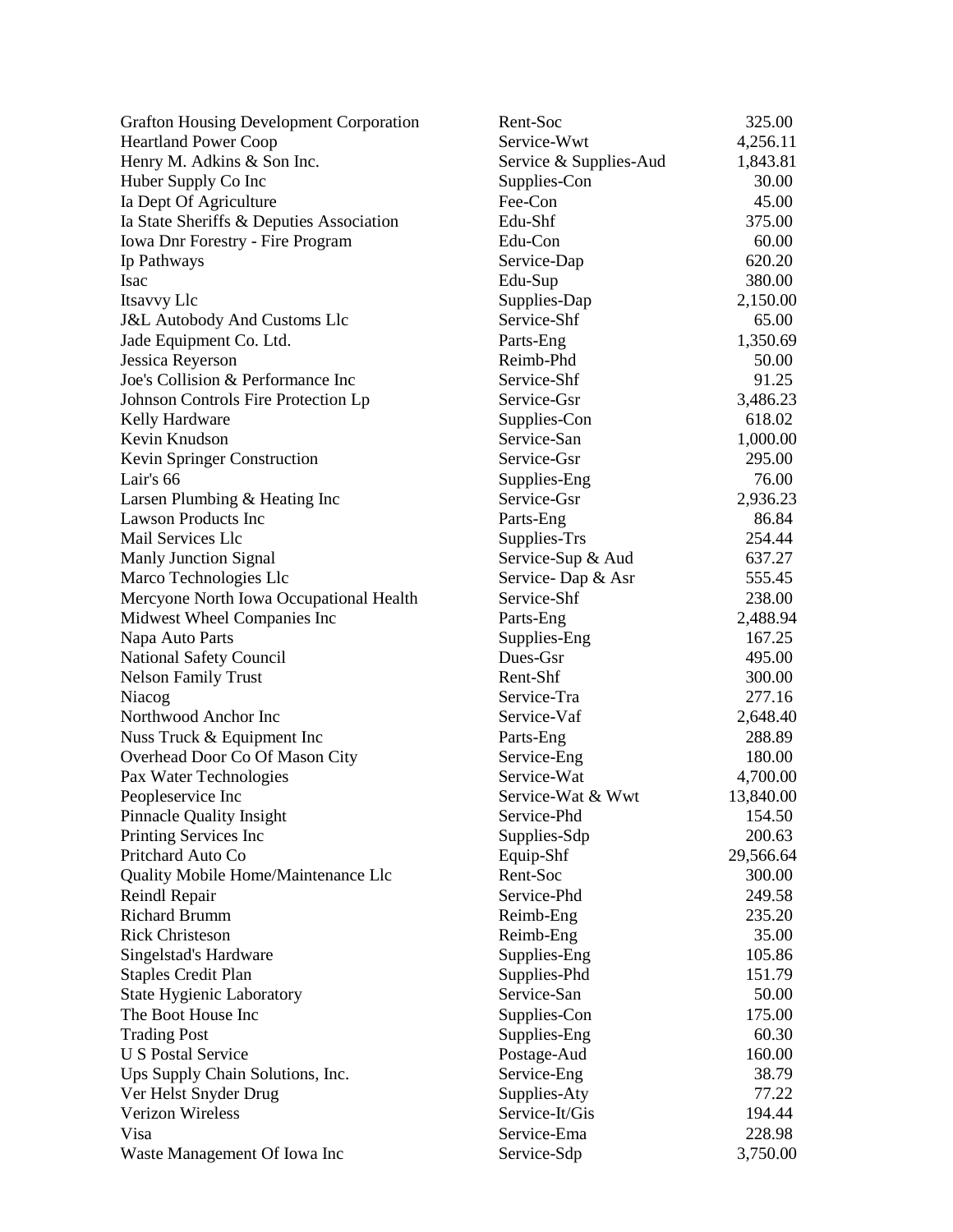| | | |
|---|---|---|
| Grafton Housing Development Corporation | Rent-Soc | 325.00 |
| Heartland Power Coop | Service-Wwt | 4,256.11 |
| Henry M. Adkins & Son Inc. | Service & Supplies-Aud | 1,843.81 |
| Huber Supply Co Inc | Supplies-Con | 30.00 |
| Ia Dept Of Agriculture | Fee-Con | 45.00 |
| Ia State Sheriffs & Deputies Association | Edu-Shf | 375.00 |
| Iowa Dnr Forestry - Fire Program | Edu-Con | 60.00 |
| Ip Pathways | Service-Dap | 620.20 |
| Isac | Edu-Sup | 380.00 |
| Itsavvy Llc | Supplies-Dap | 2,150.00 |
| J&L Autobody And Customs Llc | Service-Shf | 65.00 |
| Jade Equipment Co. Ltd. | Parts-Eng | 1,350.69 |
| Jessica Reyerson | Reimb-Phd | 50.00 |
| Joe's Collision & Performance Inc | Service-Shf | 91.25 |
| Johnson Controls Fire Protection Lp | Service-Gsr | 3,486.23 |
| Kelly Hardware | Supplies-Con | 618.02 |
| Kevin Knudson | Service-San | 1,000.00 |
| Kevin Springer Construction | Service-Gsr | 295.00 |
| Lair's 66 | Supplies-Eng | 76.00 |
| Larsen Plumbing & Heating Inc | Service-Gsr | 2,936.23 |
| Lawson Products Inc | Parts-Eng | 86.84 |
| Mail Services Llc | Supplies-Trs | 254.44 |
| Manly Junction Signal | Service-Sup & Aud | 637.27 |
| Marco Technologies Llc | Service- Dap & Asr | 555.45 |
| Mercyone North Iowa Occupational Health | Service-Shf | 238.00 |
| Midwest Wheel Companies Inc | Parts-Eng | 2,488.94 |
| Napa Auto Parts | Supplies-Eng | 167.25 |
| National Safety Council | Dues-Gsr | 495.00 |
| Nelson Family Trust | Rent-Shf | 300.00 |
| Niacog | Service-Tra | 277.16 |
| Northwood Anchor Inc | Service-Vaf | 2,648.40 |
| Nuss Truck & Equipment Inc | Parts-Eng | 288.89 |
| Overhead Door Co Of Mason City | Service-Eng | 180.00 |
| Pax Water Technologies | Service-Wat | 4,700.00 |
| Peopleservice Inc | Service-Wat & Wwt | 13,840.00 |
| Pinnacle Quality Insight | Service-Phd | 154.50 |
| Printing Services Inc | Supplies-Sdp | 200.63 |
| Pritchard Auto Co | Equip-Shf | 29,566.64 |
| Quality Mobile Home/Maintenance Llc | Rent-Soc | 300.00 |
| Reindl Repair | Service-Phd | 249.58 |
| Richard Brumm | Reimb-Eng | 235.20 |
| Rick Christeson | Reimb-Eng | 35.00 |
| Singelstad's Hardware | Supplies-Eng | 105.86 |
| Staples Credit Plan | Supplies-Phd | 151.79 |
| State Hygienic Laboratory | Service-San | 50.00 |
| The Boot House Inc | Supplies-Con | 175.00 |
| Trading Post | Supplies-Eng | 60.30 |
| U S Postal Service | Postage-Aud | 160.00 |
| Ups Supply Chain Solutions, Inc. | Service-Eng | 38.79 |
| Ver Helst Snyder Drug | Supplies-Aty | 77.22 |
| Verizon Wireless | Service-It/Gis | 194.44 |
| Visa | Service-Ema | 228.98 |
| Waste Management Of Iowa Inc | Service-Sdp | 3,750.00 |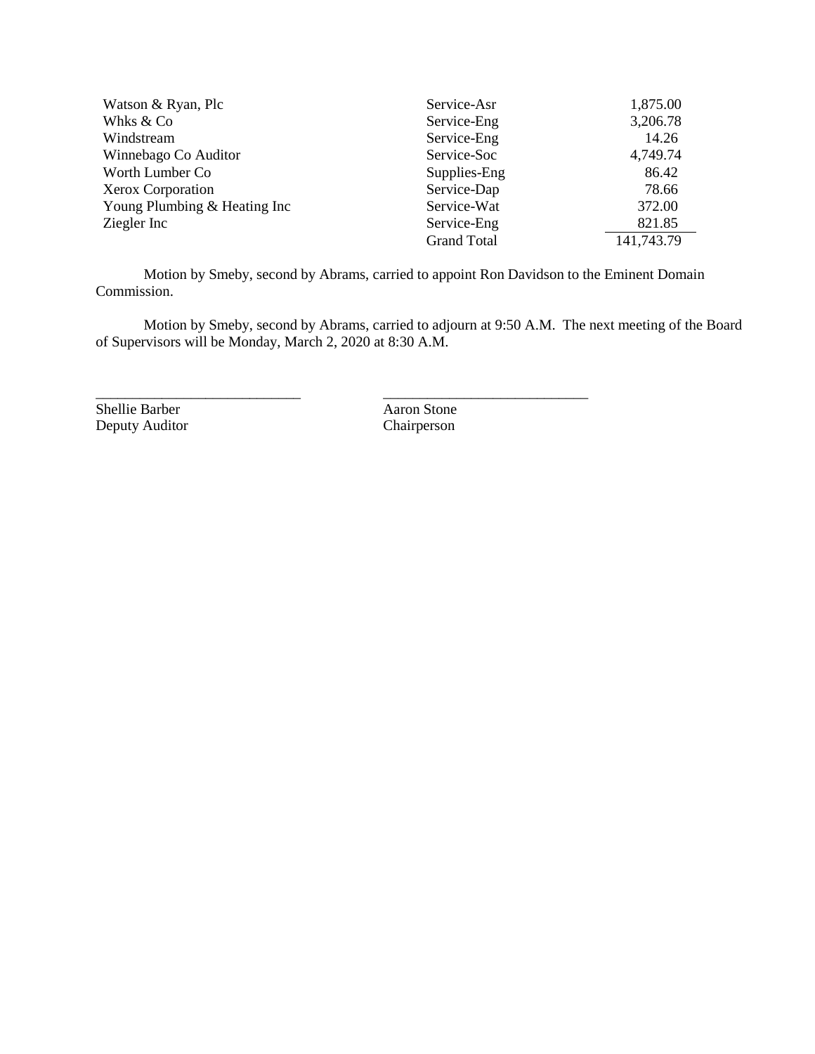| | | |
|---|---|---|
| Watson & Ryan, Plc | Service-Asr | 1,875.00 |
| Whks & Co | Service-Eng | 3,206.78 |
| Windstream | Service-Eng | 14.26 |
| Winnebago Co Auditor | Service-Soc | 4,749.74 |
| Worth Lumber Co | Supplies-Eng | 86.42 |
| Xerox Corporation | Service-Dap | 78.66 |
| Young Plumbing & Heating Inc | Service-Wat | 372.00 |
| Ziegler Inc | Service-Eng | 821.85 |
| | Grand Total | 141,743.79 |

Motion by Smeby, second by Abrams, carried to appoint Ron Davidson to the Eminent Domain Commission.

Motion by Smeby, second by Abrams, carried to adjourn at 9:50 A.M. The next meeting of the Board of Supervisors will be Monday, March 2, 2020 at 8:30 A.M.

_____________________________ _____________________________

Shellie Barber
Deputy Auditor

Aaron Stone
Chairperson